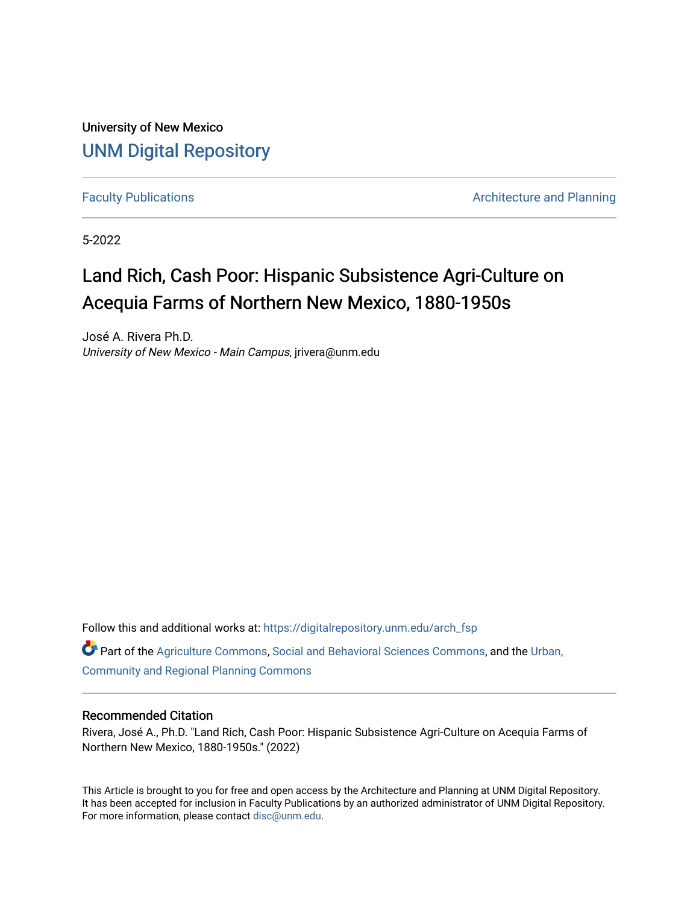University of New Mexico

## UNM Digital Repository

Faculty Publications | Architecture and Planning

5-2022

# Land Rich, Cash Poor: Hispanic Subsistence Agri-Culture on Acequia Farms of Northern New Mexico, 1880-1950s

José A. Rivera Ph.D.
*University of New Mexico - Main Campus*, jrivera@unm.edu

Follow this and additional works at: https://digitalrepository.unm.edu/arch_fsp

Part of the Agriculture Commons, Social and Behavioral Sciences Commons, and the Urban, Community and Regional Planning Commons

### Recommended Citation

Rivera, José A., Ph.D. "Land Rich, Cash Poor: Hispanic Subsistence Agri-Culture on Acequia Farms of Northern New Mexico, 1880-1950s." (2022)

This Article is brought to you for free and open access by the Architecture and Planning at UNM Digital Repository. It has been accepted for inclusion in Faculty Publications by an authorized administrator of UNM Digital Repository. For more information, please contact disc@unm.edu.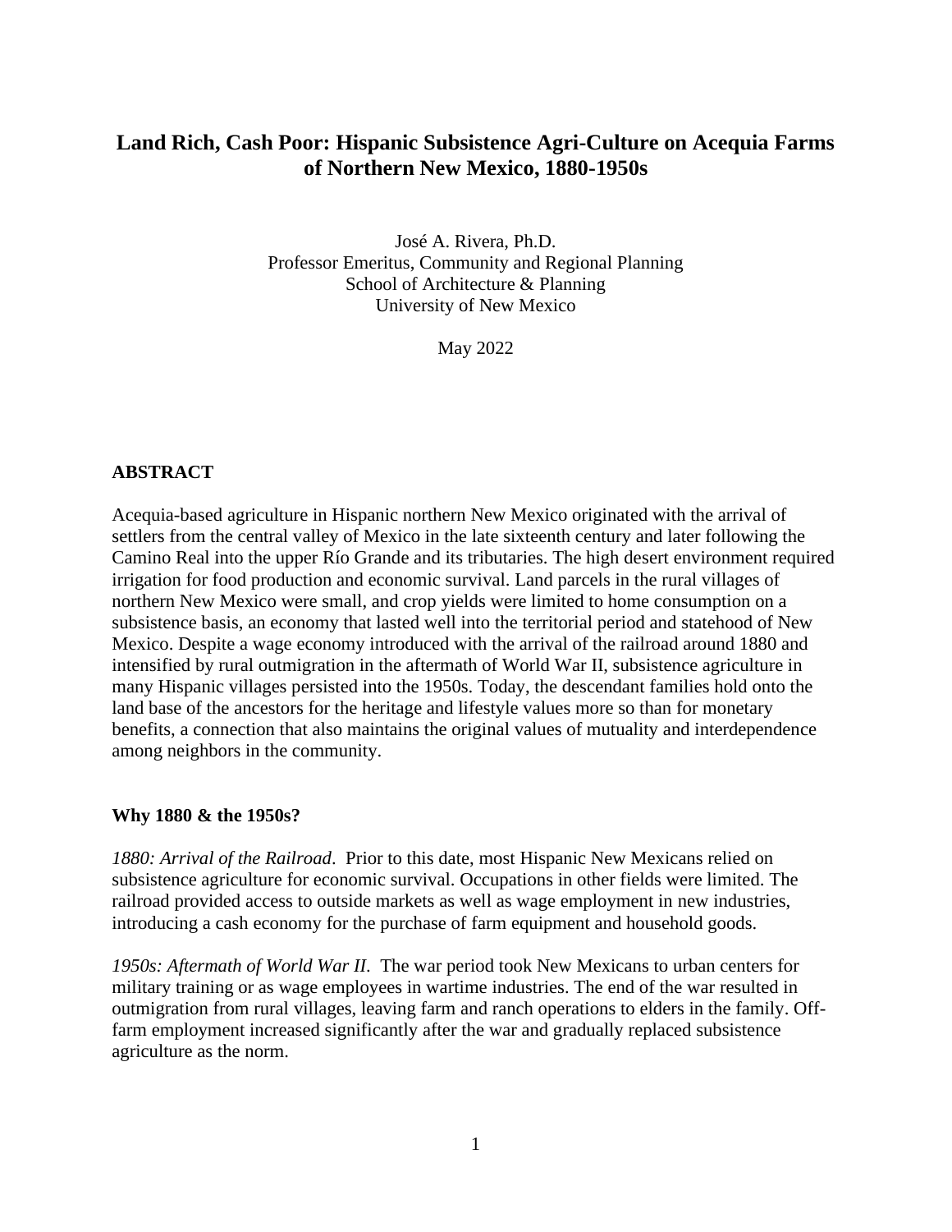# Land Rich, Cash Poor: Hispanic Subsistence Agri-Culture on Acequia Farms of Northern New Mexico, 1880-1950s

José A. Rivera, Ph.D.
Professor Emeritus, Community and Regional Planning
School of Architecture & Planning
University of New Mexico

May 2022

## ABSTRACT

Acequia-based agriculture in Hispanic northern New Mexico originated with the arrival of settlers from the central valley of Mexico in the late sixteenth century and later following the Camino Real into the upper Río Grande and its tributaries. The high desert environment required irrigation for food production and economic survival. Land parcels in the rural villages of northern New Mexico were small, and crop yields were limited to home consumption on a subsistence basis, an economy that lasted well into the territorial period and statehood of New Mexico. Despite a wage economy introduced with the arrival of the railroad around 1880 and intensified by rural outmigration in the aftermath of World War II, subsistence agriculture in many Hispanic villages persisted into the 1950s. Today, the descendant families hold onto the land base of the ancestors for the heritage and lifestyle values more so than for monetary benefits, a connection that also maintains the original values of mutuality and interdependence among neighbors in the community.

## Why 1880 & the 1950s?

*1880: Arrival of the Railroad*. Prior to this date, most Hispanic New Mexicans relied on subsistence agriculture for economic survival. Occupations in other fields were limited. The railroad provided access to outside markets as well as wage employment in new industries, introducing a cash economy for the purchase of farm equipment and household goods.

*1950s: Aftermath of World War II.* The war period took New Mexicans to urban centers for military training or as wage employees in wartime industries. The end of the war resulted in outmigration from rural villages, leaving farm and ranch operations to elders in the family. Off-farm employment increased significantly after the war and gradually replaced subsistence agriculture as the norm.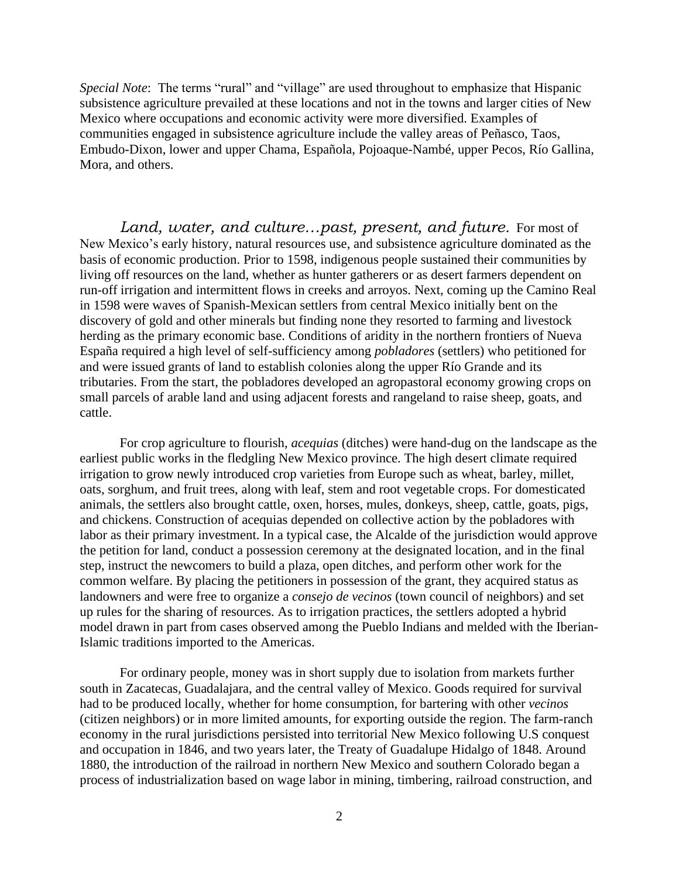*Special Note*: The terms "rural" and "village" are used throughout to emphasize that Hispanic subsistence agriculture prevailed at these locations and not in the towns and larger cities of New Mexico where occupations and economic activity were more diversified. Examples of communities engaged in subsistence agriculture include the valley areas of Peñasco, Taos, Embudo-Dixon, lower and upper Chama, Española, Pojoaque-Nambé, upper Pecos, Río Gallina, Mora, and others.

*Land, water, and culture…past, present, and future.* For most of New Mexico's early history, natural resources use, and subsistence agriculture dominated as the basis of economic production. Prior to 1598, indigenous people sustained their communities by living off resources on the land, whether as hunter gatherers or as desert farmers dependent on run-off irrigation and intermittent flows in creeks and arroyos. Next, coming up the Camino Real in 1598 were waves of Spanish-Mexican settlers from central Mexico initially bent on the discovery of gold and other minerals but finding none they resorted to farming and livestock herding as the primary economic base. Conditions of aridity in the northern frontiers of Nueva España required a high level of self-sufficiency among *pobladores* (settlers) who petitioned for and were issued grants of land to establish colonies along the upper Río Grande and its tributaries. From the start, the pobladores developed an agropastoral economy growing crops on small parcels of arable land and using adjacent forests and rangeland to raise sheep, goats, and cattle.

For crop agriculture to flourish, *acequias* (ditches) were hand-dug on the landscape as the earliest public works in the fledgling New Mexico province. The high desert climate required irrigation to grow newly introduced crop varieties from Europe such as wheat, barley, millet, oats, sorghum, and fruit trees, along with leaf, stem and root vegetable crops. For domesticated animals, the settlers also brought cattle, oxen, horses, mules, donkeys, sheep, cattle, goats, pigs, and chickens. Construction of acequias depended on collective action by the pobladores with labor as their primary investment. In a typical case, the Alcalde of the jurisdiction would approve the petition for land, conduct a possession ceremony at the designated location, and in the final step, instruct the newcomers to build a plaza, open ditches, and perform other work for the common welfare. By placing the petitioners in possession of the grant, they acquired status as landowners and were free to organize a *consejo de vecinos* (town council of neighbors) and set up rules for the sharing of resources. As to irrigation practices, the settlers adopted a hybrid model drawn in part from cases observed among the Pueblo Indians and melded with the Iberian-Islamic traditions imported to the Americas.

For ordinary people, money was in short supply due to isolation from markets further south in Zacatecas, Guadalajara, and the central valley of Mexico. Goods required for survival had to be produced locally, whether for home consumption, for bartering with other *vecinos* (citizen neighbors) or in more limited amounts, for exporting outside the region. The farm-ranch economy in the rural jurisdictions persisted into territorial New Mexico following U.S conquest and occupation in 1846, and two years later, the Treaty of Guadalupe Hidalgo of 1848. Around 1880, the introduction of the railroad in northern New Mexico and southern Colorado began a process of industrialization based on wage labor in mining, timbering, railroad construction, and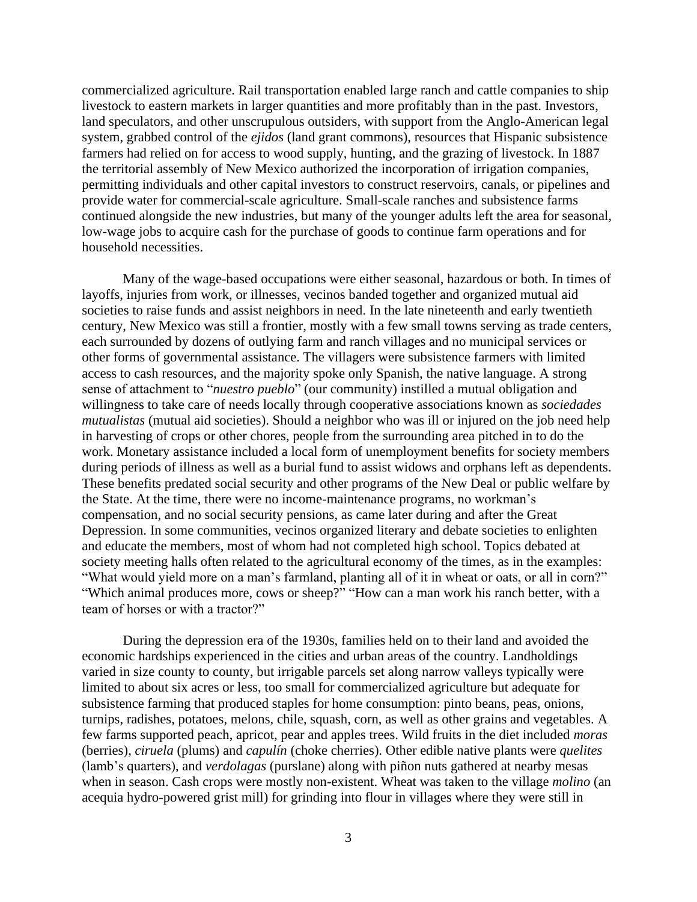commercialized agriculture. Rail transportation enabled large ranch and cattle companies to ship livestock to eastern markets in larger quantities and more profitably than in the past. Investors, land speculators, and other unscrupulous outsiders, with support from the Anglo-American legal system, grabbed control of the *ejidos* (land grant commons), resources that Hispanic subsistence farmers had relied on for access to wood supply, hunting, and the grazing of livestock. In 1887 the territorial assembly of New Mexico authorized the incorporation of irrigation companies, permitting individuals and other capital investors to construct reservoirs, canals, or pipelines and provide water for commercial-scale agriculture. Small-scale ranches and subsistence farms continued alongside the new industries, but many of the younger adults left the area for seasonal, low-wage jobs to acquire cash for the purchase of goods to continue farm operations and for household necessities.

Many of the wage-based occupations were either seasonal, hazardous or both. In times of layoffs, injuries from work, or illnesses, vecinos banded together and organized mutual aid societies to raise funds and assist neighbors in need. In the late nineteenth and early twentieth century, New Mexico was still a frontier, mostly with a few small towns serving as trade centers, each surrounded by dozens of outlying farm and ranch villages and no municipal services or other forms of governmental assistance. The villagers were subsistence farmers with limited access to cash resources, and the majority spoke only Spanish, the native language. A strong sense of attachment to "*nuestro pueblo*" (our community) instilled a mutual obligation and willingness to take care of needs locally through cooperative associations known as *sociedades mutualistas* (mutual aid societies). Should a neighbor who was ill or injured on the job need help in harvesting of crops or other chores, people from the surrounding area pitched in to do the work. Monetary assistance included a local form of unemployment benefits for society members during periods of illness as well as a burial fund to assist widows and orphans left as dependents. These benefits predated social security and other programs of the New Deal or public welfare by the State. At the time, there were no income-maintenance programs, no workman's compensation, and no social security pensions, as came later during and after the Great Depression. In some communities, vecinos organized literary and debate societies to enlighten and educate the members, most of whom had not completed high school. Topics debated at society meeting halls often related to the agricultural economy of the times, as in the examples: "What would yield more on a man's farmland, planting all of it in wheat or oats, or all in corn?" "Which animal produces more, cows or sheep?" "How can a man work his ranch better, with a team of horses or with a tractor?"

During the depression era of the 1930s, families held on to their land and avoided the economic hardships experienced in the cities and urban areas of the country. Landholdings varied in size county to county, but irrigable parcels set along narrow valleys typically were limited to about six acres or less, too small for commercialized agriculture but adequate for subsistence farming that produced staples for home consumption: pinto beans, peas, onions, turnips, radishes, potatoes, melons, chile, squash, corn, as well as other grains and vegetables. A few farms supported peach, apricot, pear and apples trees. Wild fruits in the diet included *moras* (berries), *ciruela* (plums) and *capulín* (choke cherries). Other edible native plants were *quelites* (lamb's quarters), and *verdolagas* (purslane) along with piñon nuts gathered at nearby mesas when in season. Cash crops were mostly non-existent. Wheat was taken to the village *molino* (an acequia hydro-powered grist mill) for grinding into flour in villages where they were still in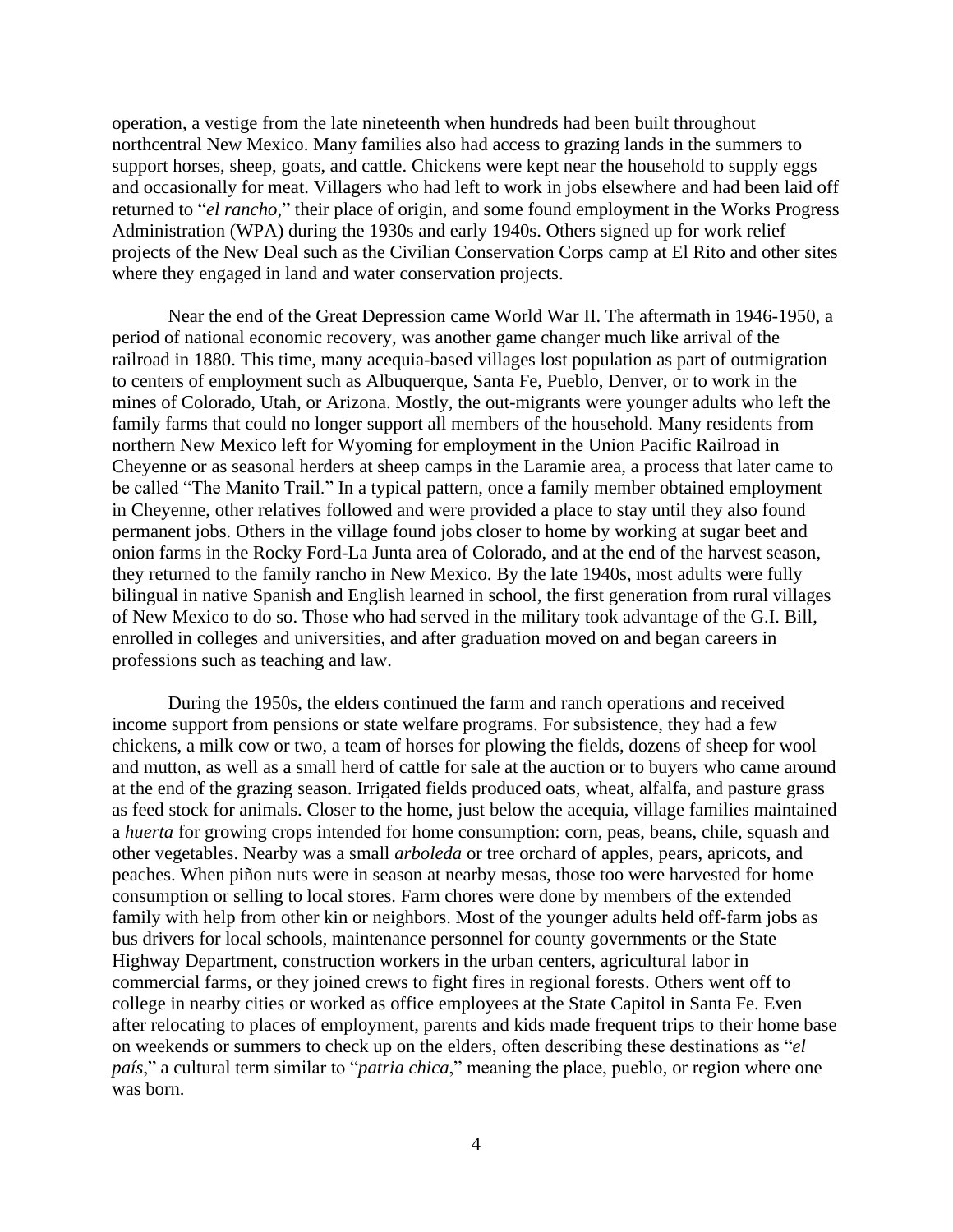operation, a vestige from the late nineteenth when hundreds had been built throughout northcentral New Mexico. Many families also had access to grazing lands in the summers to support horses, sheep, goats, and cattle. Chickens were kept near the household to supply eggs and occasionally for meat. Villagers who had left to work in jobs elsewhere and had been laid off returned to "*el rancho*," their place of origin, and some found employment in the Works Progress Administration (WPA) during the 1930s and early 1940s. Others signed up for work relief projects of the New Deal such as the Civilian Conservation Corps camp at El Rito and other sites where they engaged in land and water conservation projects.

Near the end of the Great Depression came World War II. The aftermath in 1946-1950, a period of national economic recovery, was another game changer much like arrival of the railroad in 1880. This time, many acequia-based villages lost population as part of outmigration to centers of employment such as Albuquerque, Santa Fe, Pueblo, Denver, or to work in the mines of Colorado, Utah, or Arizona. Mostly, the out-migrants were younger adults who left the family farms that could no longer support all members of the household. Many residents from northern New Mexico left for Wyoming for employment in the Union Pacific Railroad in Cheyenne or as seasonal herders at sheep camps in the Laramie area, a process that later came to be called "The Manito Trail." In a typical pattern, once a family member obtained employment in Cheyenne, other relatives followed and were provided a place to stay until they also found permanent jobs. Others in the village found jobs closer to home by working at sugar beet and onion farms in the Rocky Ford-La Junta area of Colorado, and at the end of the harvest season, they returned to the family rancho in New Mexico. By the late 1940s, most adults were fully bilingual in native Spanish and English learned in school, the first generation from rural villages of New Mexico to do so. Those who had served in the military took advantage of the G.I. Bill, enrolled in colleges and universities, and after graduation moved on and began careers in professions such as teaching and law.

During the 1950s, the elders continued the farm and ranch operations and received income support from pensions or state welfare programs. For subsistence, they had a few chickens, a milk cow or two, a team of horses for plowing the fields, dozens of sheep for wool and mutton, as well as a small herd of cattle for sale at the auction or to buyers who came around at the end of the grazing season. Irrigated fields produced oats, wheat, alfalfa, and pasture grass as feed stock for animals. Closer to the home, just below the acequia, village families maintained a *huerta* for growing crops intended for home consumption: corn, peas, beans, chile, squash and other vegetables. Nearby was a small *arboleda* or tree orchard of apples, pears, apricots, and peaches. When piñon nuts were in season at nearby mesas, those too were harvested for home consumption or selling to local stores. Farm chores were done by members of the extended family with help from other kin or neighbors. Most of the younger adults held off-farm jobs as bus drivers for local schools, maintenance personnel for county governments or the State Highway Department, construction workers in the urban centers, agricultural labor in commercial farms, or they joined crews to fight fires in regional forests. Others went off to college in nearby cities or worked as office employees at the State Capitol in Santa Fe. Even after relocating to places of employment, parents and kids made frequent trips to their home base on weekends or summers to check up on the elders, often describing these destinations as "*el país*," a cultural term similar to "*patria chica*," meaning the place, pueblo, or region where one was born.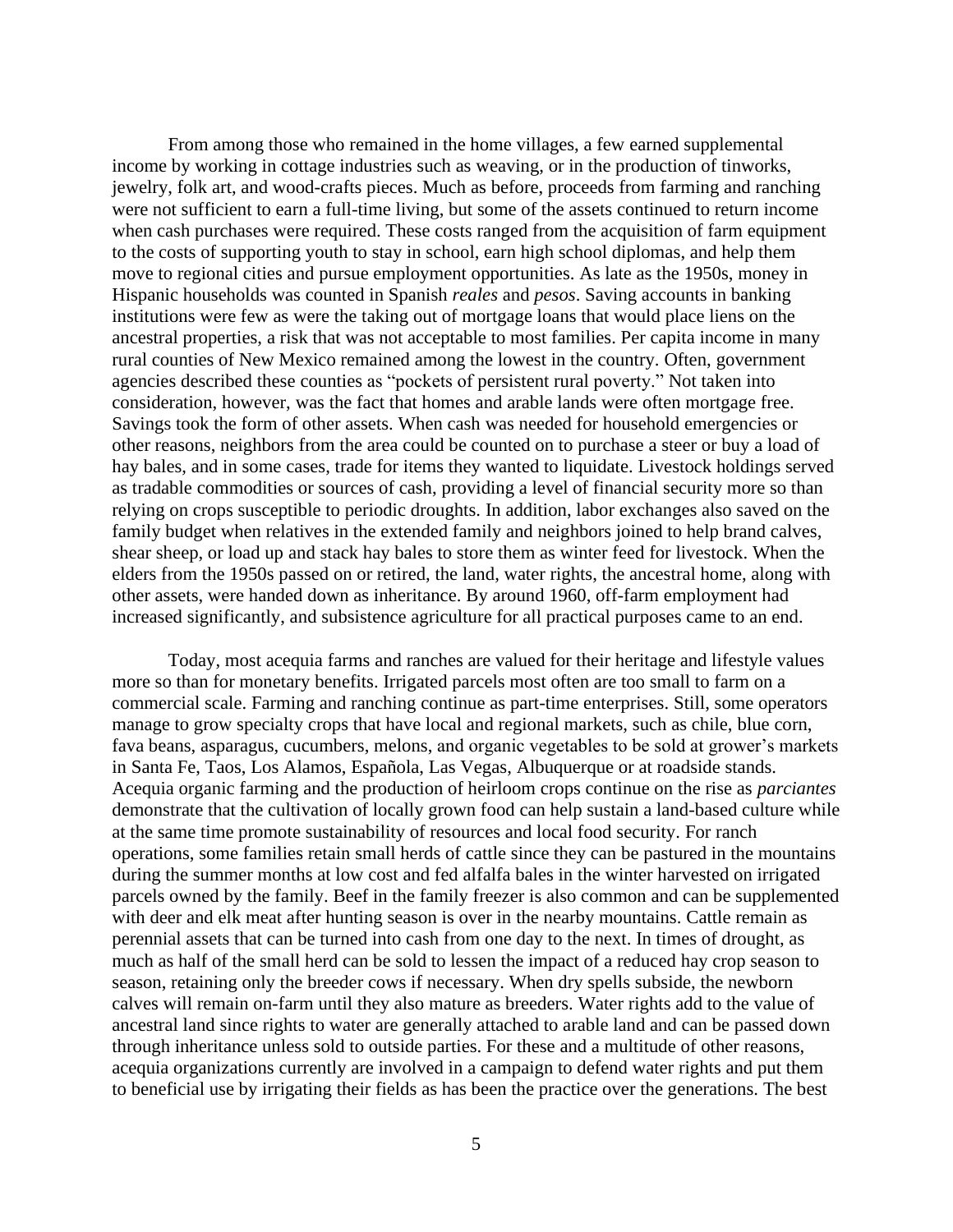From among those who remained in the home villages, a few earned supplemental income by working in cottage industries such as weaving, or in the production of tinworks, jewelry, folk art, and wood-crafts pieces. Much as before, proceeds from farming and ranching were not sufficient to earn a full-time living, but some of the assets continued to return income when cash purchases were required. These costs ranged from the acquisition of farm equipment to the costs of supporting youth to stay in school, earn high school diplomas, and help them move to regional cities and pursue employment opportunities. As late as the 1950s, money in Hispanic households was counted in Spanish *reales* and *pesos*. Saving accounts in banking institutions were few as were the taking out of mortgage loans that would place liens on the ancestral properties, a risk that was not acceptable to most families. Per capita income in many rural counties of New Mexico remained among the lowest in the country. Often, government agencies described these counties as "pockets of persistent rural poverty." Not taken into consideration, however, was the fact that homes and arable lands were often mortgage free. Savings took the form of other assets. When cash was needed for household emergencies or other reasons, neighbors from the area could be counted on to purchase a steer or buy a load of hay bales, and in some cases, trade for items they wanted to liquidate. Livestock holdings served as tradable commodities or sources of cash, providing a level of financial security more so than relying on crops susceptible to periodic droughts. In addition, labor exchanges also saved on the family budget when relatives in the extended family and neighbors joined to help brand calves, shear sheep, or load up and stack hay bales to store them as winter feed for livestock. When the elders from the 1950s passed on or retired, the land, water rights, the ancestral home, along with other assets, were handed down as inheritance. By around 1960, off-farm employment had increased significantly, and subsistence agriculture for all practical purposes came to an end.

Today, most acequia farms and ranches are valued for their heritage and lifestyle values more so than for monetary benefits. Irrigated parcels most often are too small to farm on a commercial scale. Farming and ranching continue as part-time enterprises. Still, some operators manage to grow specialty crops that have local and regional markets, such as chile, blue corn, fava beans, asparagus, cucumbers, melons, and organic vegetables to be sold at grower's markets in Santa Fe, Taos, Los Alamos, Española, Las Vegas, Albuquerque or at roadside stands. Acequia organic farming and the production of heirloom crops continue on the rise as *parciantes* demonstrate that the cultivation of locally grown food can help sustain a land-based culture while at the same time promote sustainability of resources and local food security. For ranch operations, some families retain small herds of cattle since they can be pastured in the mountains during the summer months at low cost and fed alfalfa bales in the winter harvested on irrigated parcels owned by the family. Beef in the family freezer is also common and can be supplemented with deer and elk meat after hunting season is over in the nearby mountains. Cattle remain as perennial assets that can be turned into cash from one day to the next. In times of drought, as much as half of the small herd can be sold to lessen the impact of a reduced hay crop season to season, retaining only the breeder cows if necessary. When dry spells subside, the newborn calves will remain on-farm until they also mature as breeders. Water rights add to the value of ancestral land since rights to water are generally attached to arable land and can be passed down through inheritance unless sold to outside parties. For these and a multitude of other reasons, acequia organizations currently are involved in a campaign to defend water rights and put them to beneficial use by irrigating their fields as has been the practice over the generations. The best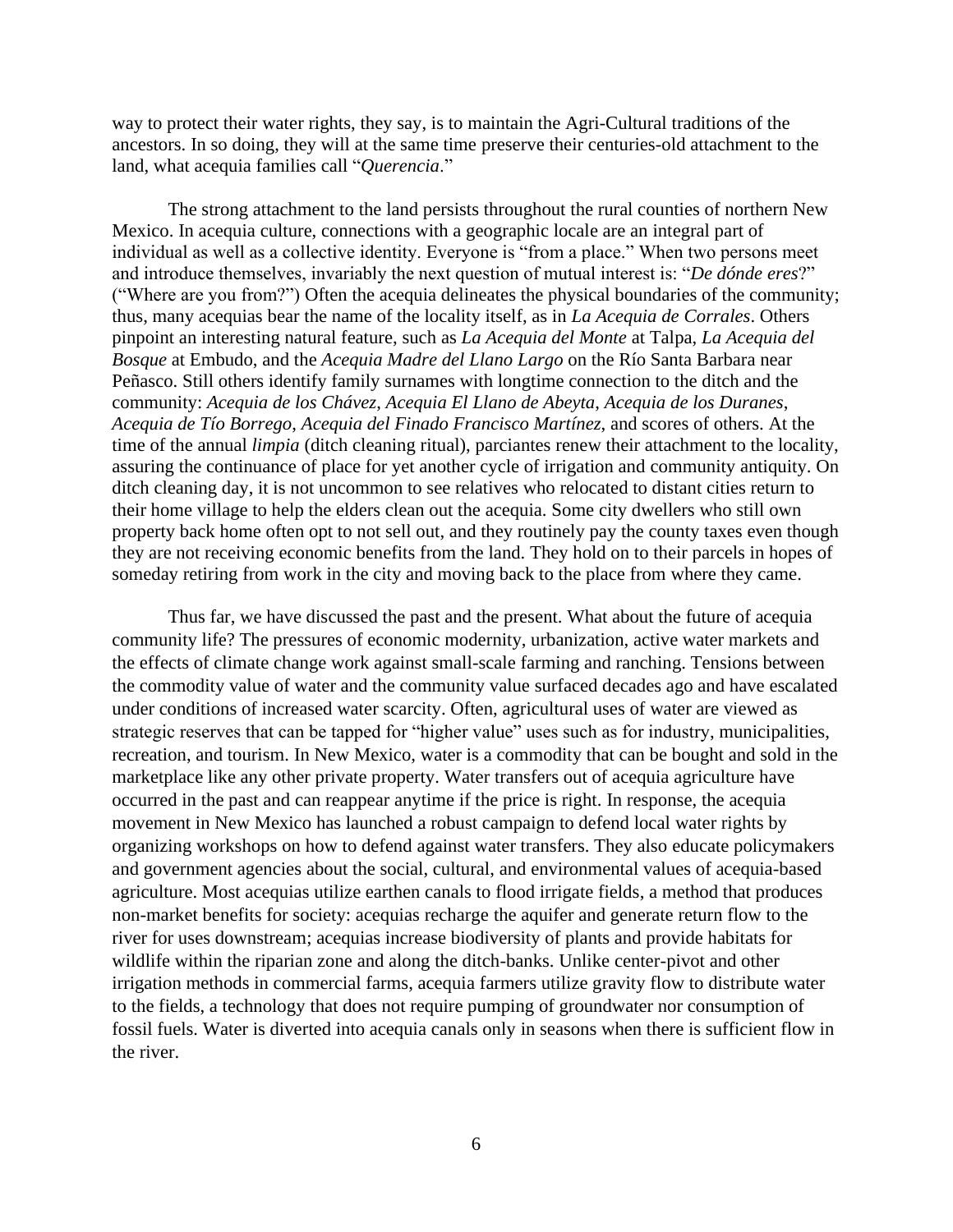way to protect their water rights, they say, is to maintain the Agri-Cultural traditions of the ancestors. In so doing, they will at the same time preserve their centuries-old attachment to the land, what acequia families call "*Querencia*."

The strong attachment to the land persists throughout the rural counties of northern New Mexico. In acequia culture, connections with a geographic locale are an integral part of individual as well as a collective identity. Everyone is "from a place." When two persons meet and introduce themselves, invariably the next question of mutual interest is: "*De dónde eres*?" ("Where are you from?") Often the acequia delineates the physical boundaries of the community; thus, many acequias bear the name of the locality itself, as in *La Acequia de Corrales*. Others pinpoint an interesting natural feature, such as *La Acequia del Monte* at Talpa, *La Acequia del Bosque* at Embudo, and the *Acequia Madre del Llano Largo* on the Río Santa Barbara near Peñasco. Still others identify family surnames with longtime connection to the ditch and the community: *Acequia de los Chávez*, *Acequia El Llano de Abeyta*, *Acequia de los Duranes*, *Acequia de Tío Borrego*, *Acequia del Finado Francisco Martínez*, and scores of others. At the time of the annual *limpia* (ditch cleaning ritual), parciantes renew their attachment to the locality, assuring the continuance of place for yet another cycle of irrigation and community antiquity. On ditch cleaning day, it is not uncommon to see relatives who relocated to distant cities return to their home village to help the elders clean out the acequia. Some city dwellers who still own property back home often opt to not sell out, and they routinely pay the county taxes even though they are not receiving economic benefits from the land. They hold on to their parcels in hopes of someday retiring from work in the city and moving back to the place from where they came.

Thus far, we have discussed the past and the present. What about the future of acequia community life? The pressures of economic modernity, urbanization, active water markets and the effects of climate change work against small-scale farming and ranching. Tensions between the commodity value of water and the community value surfaced decades ago and have escalated under conditions of increased water scarcity. Often, agricultural uses of water are viewed as strategic reserves that can be tapped for "higher value" uses such as for industry, municipalities, recreation, and tourism. In New Mexico, water is a commodity that can be bought and sold in the marketplace like any other private property. Water transfers out of acequia agriculture have occurred in the past and can reappear anytime if the price is right. In response, the acequia movement in New Mexico has launched a robust campaign to defend local water rights by organizing workshops on how to defend against water transfers. They also educate policymakers and government agencies about the social, cultural, and environmental values of acequia-based agriculture. Most acequias utilize earthen canals to flood irrigate fields, a method that produces non-market benefits for society: acequias recharge the aquifer and generate return flow to the river for uses downstream; acequias increase biodiversity of plants and provide habitats for wildlife within the riparian zone and along the ditch-banks. Unlike center-pivot and other irrigation methods in commercial farms, acequia farmers utilize gravity flow to distribute water to the fields, a technology that does not require pumping of groundwater nor consumption of fossil fuels. Water is diverted into acequia canals only in seasons when there is sufficient flow in the river.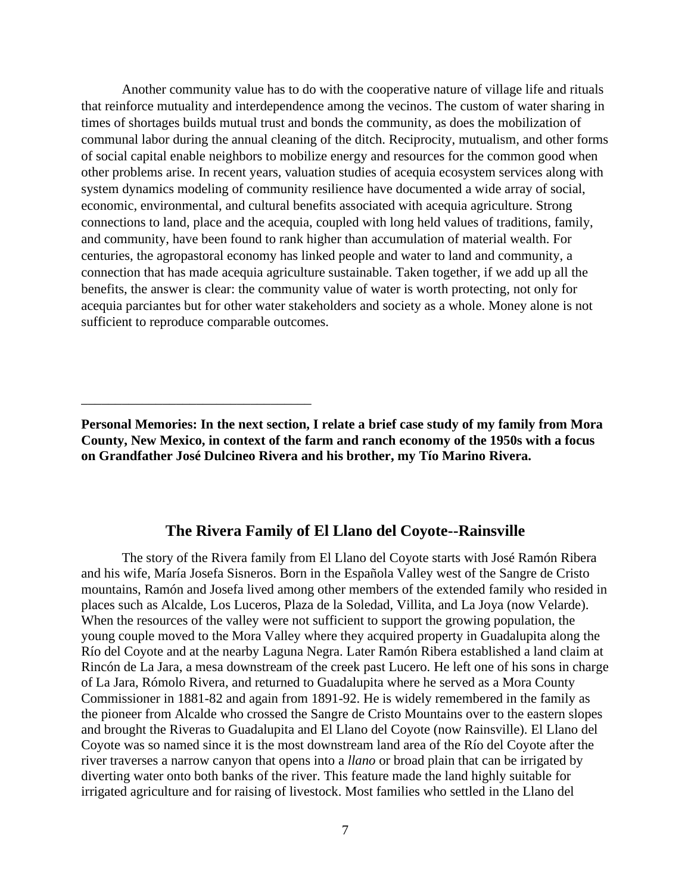Another community value has to do with the cooperative nature of village life and rituals that reinforce mutuality and interdependence among the vecinos. The custom of water sharing in times of shortages builds mutual trust and bonds the community, as does the mobilization of communal labor during the annual cleaning of the ditch. Reciprocity, mutualism, and other forms of social capital enable neighbors to mobilize energy and resources for the common good when other problems arise. In recent years, valuation studies of acequia ecosystem services along with system dynamics modeling of community resilience have documented a wide array of social, economic, environmental, and cultural benefits associated with acequia agriculture. Strong connections to land, place and the acequia, coupled with long held values of traditions, family, and community, have been found to rank higher than accumulation of material wealth. For centuries, the agropastoral economy has linked people and water to land and community, a connection that has made acequia agriculture sustainable. Taken together, if we add up all the benefits, the answer is clear: the community value of water is worth protecting, not only for acequia parciantes but for other water stakeholders and society as a whole. Money alone is not sufficient to reproduce comparable outcomes.

---

**Personal Memories: In the next section, I relate a brief case study of my family from Mora County, New Mexico, in context of the farm and ranch economy of the 1950s with a focus on Grandfather José Dulcineo Rivera and his brother, my Tío Marino Rivera.**

## The Rivera Family of El Llano del Coyote--Rainsville

The story of the Rivera family from El Llano del Coyote starts with José Ramón Ribera and his wife, María Josefa Sisneros. Born in the Española Valley west of the Sangre de Cristo mountains, Ramón and Josefa lived among other members of the extended family who resided in places such as Alcalde, Los Luceros, Plaza de la Soledad, Villita, and La Joya (now Velarde). When the resources of the valley were not sufficient to support the growing population, the young couple moved to the Mora Valley where they acquired property in Guadalupita along the Río del Coyote and at the nearby Laguna Negra. Later Ramón Ribera established a land claim at Rincón de La Jara, a mesa downstream of the creek past Lucero. He left one of his sons in charge of La Jara, Rómolo Rivera, and returned to Guadalupita where he served as a Mora County Commissioner in 1881-82 and again from 1891-92. He is widely remembered in the family as the pioneer from Alcalde who crossed the Sangre de Cristo Mountains over to the eastern slopes and brought the Riveras to Guadalupita and El Llano del Coyote (now Rainsville). El Llano del Coyote was so named since it is the most downstream land area of the Río del Coyote after the river traverses a narrow canyon that opens into a *llano* or broad plain that can be irrigated by diverting water onto both banks of the river. This feature made the land highly suitable for irrigated agriculture and for raising of livestock. Most families who settled in the Llano del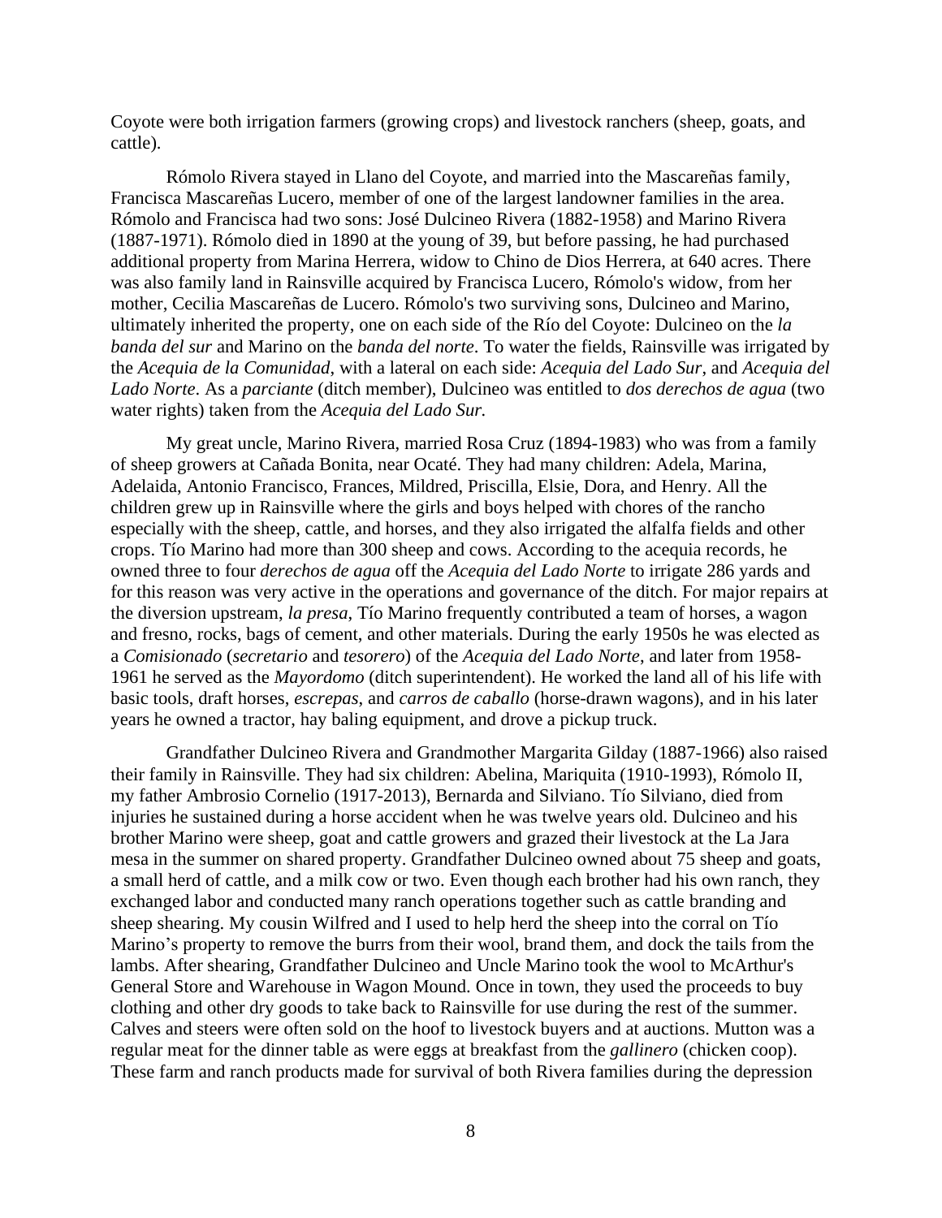Coyote were both irrigation farmers (growing crops) and livestock ranchers (sheep, goats, and cattle).

Rómolo Rivera stayed in Llano del Coyote, and married into the Mascareñas family, Francisca Mascareñas Lucero, member of one of the largest landowner families in the area. Rómolo and Francisca had two sons: José Dulcineo Rivera (1882-1958) and Marino Rivera (1887-1971). Rómolo died in 1890 at the young of 39, but before passing, he had purchased additional property from Marina Herrera, widow to Chino de Dios Herrera, at 640 acres. There was also family land in Rainsville acquired by Francisca Lucero, Rómolo's widow, from her mother, Cecilia Mascareñas de Lucero. Rómolo's two surviving sons, Dulcineo and Marino, ultimately inherited the property, one on each side of the Río del Coyote: Dulcineo on the *la banda del sur* and Marino on the *banda del norte*. To water the fields, Rainsville was irrigated by the *Acequia de la Comunidad*, with a lateral on each side: *Acequia del Lado Sur*, and *Acequia del Lado Norte*. As a *parciante* (ditch member), Dulcineo was entitled to *dos derechos de agua* (two water rights) taken from the *Acequia del Lado Sur.*

My great uncle, Marino Rivera, married Rosa Cruz (1894-1983) who was from a family of sheep growers at Cañada Bonita, near Ocaté. They had many children: Adela, Marina, Adelaida, Antonio Francisco, Frances, Mildred, Priscilla, Elsie, Dora, and Henry. All the children grew up in Rainsville where the girls and boys helped with chores of the rancho especially with the sheep, cattle, and horses, and they also irrigated the alfalfa fields and other crops. Tío Marino had more than 300 sheep and cows. According to the acequia records, he owned three to four *derechos de agua* off the *Acequia del Lado Norte* to irrigate 286 yards and for this reason was very active in the operations and governance of the ditch. For major repairs at the diversion upstream, *la presa*, Tío Marino frequently contributed a team of horses, a wagon and fresno, rocks, bags of cement, and other materials. During the early 1950s he was elected as a *Comisionado* (*secretario* and *tesorero*) of the *Acequia del Lado Norte*, and later from 1958-1961 he served as the *Mayordomo* (ditch superintendent). He worked the land all of his life with basic tools, draft horses, *escrepas*, and *carros de caballo* (horse-drawn wagons), and in his later years he owned a tractor, hay baling equipment, and drove a pickup truck.

Grandfather Dulcineo Rivera and Grandmother Margarita Gilday (1887-1966) also raised their family in Rainsville. They had six children: Abelina, Mariquita (1910-1993), Rómolo II, my father Ambrosio Cornelio (1917-2013), Bernarda and Silviano. Tío Silviano, died from injuries he sustained during a horse accident when he was twelve years old. Dulcineo and his brother Marino were sheep, goat and cattle growers and grazed their livestock at the La Jara mesa in the summer on shared property. Grandfather Dulcineo owned about 75 sheep and goats, a small herd of cattle, and a milk cow or two. Even though each brother had his own ranch, they exchanged labor and conducted many ranch operations together such as cattle branding and sheep shearing. My cousin Wilfred and I used to help herd the sheep into the corral on Tío Marino's property to remove the burrs from their wool, brand them, and dock the tails from the lambs. After shearing, Grandfather Dulcineo and Uncle Marino took the wool to McArthur's General Store and Warehouse in Wagon Mound. Once in town, they used the proceeds to buy clothing and other dry goods to take back to Rainsville for use during the rest of the summer. Calves and steers were often sold on the hoof to livestock buyers and at auctions. Mutton was a regular meat for the dinner table as were eggs at breakfast from the *gallinero* (chicken coop). These farm and ranch products made for survival of both Rivera families during the depression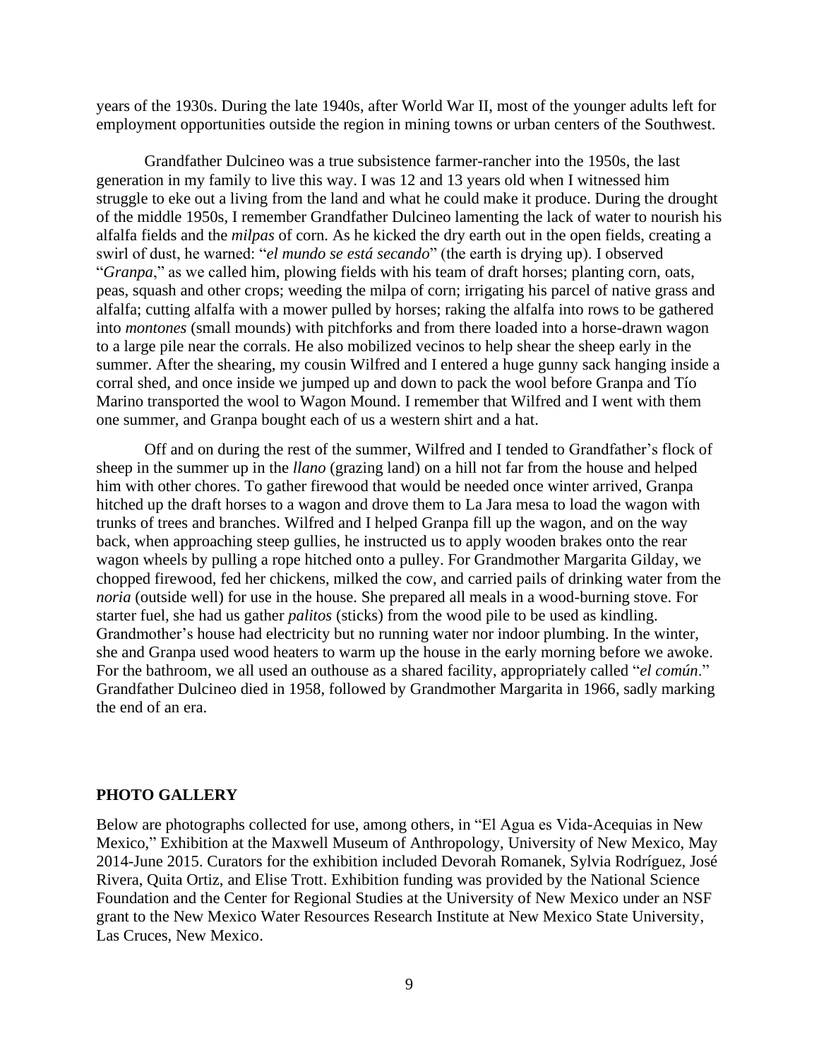years of the 1930s. During the late 1940s, after World War II, most of the younger adults left for employment opportunities outside the region in mining towns or urban centers of the Southwest.

Grandfather Dulcineo was a true subsistence farmer-rancher into the 1950s, the last generation in my family to live this way. I was 12 and 13 years old when I witnessed him struggle to eke out a living from the land and what he could make it produce. During the drought of the middle 1950s, I remember Grandfather Dulcineo lamenting the lack of water to nourish his alfalfa fields and the *milpas* of corn. As he kicked the dry earth out in the open fields, creating a swirl of dust, he warned: "*el mundo se está secando*" (the earth is drying up). I observed "*Granpa*," as we called him, plowing fields with his team of draft horses; planting corn, oats, peas, squash and other crops; weeding the milpa of corn; irrigating his parcel of native grass and alfalfa; cutting alfalfa with a mower pulled by horses; raking the alfalfa into rows to be gathered into *montones* (small mounds) with pitchforks and from there loaded into a horse-drawn wagon to a large pile near the corrals. He also mobilized vecinos to help shear the sheep early in the summer. After the shearing, my cousin Wilfred and I entered a huge gunny sack hanging inside a corral shed, and once inside we jumped up and down to pack the wool before Granpa and Tío Marino transported the wool to Wagon Mound. I remember that Wilfred and I went with them one summer, and Granpa bought each of us a western shirt and a hat.

Off and on during the rest of the summer, Wilfred and I tended to Grandfather's flock of sheep in the summer up in the *llano* (grazing land) on a hill not far from the house and helped him with other chores. To gather firewood that would be needed once winter arrived, Granpa hitched up the draft horses to a wagon and drove them to La Jara mesa to load the wagon with trunks of trees and branches. Wilfred and I helped Granpa fill up the wagon, and on the way back, when approaching steep gullies, he instructed us to apply wooden brakes onto the rear wagon wheels by pulling a rope hitched onto a pulley. For Grandmother Margarita Gilday, we chopped firewood, fed her chickens, milked the cow, and carried pails of drinking water from the *noria* (outside well) for use in the house. She prepared all meals in a wood-burning stove. For starter fuel, she had us gather *palitos* (sticks) from the wood pile to be used as kindling. Grandmother's house had electricity but no running water nor indoor plumbing. In the winter, she and Granpa used wood heaters to warm up the house in the early morning before we awoke. For the bathroom, we all used an outhouse as a shared facility, appropriately called "*el común*." Grandfather Dulcineo died in 1958, followed by Grandmother Margarita in 1966, sadly marking the end of an era.

## PHOTO GALLERY

Below are photographs collected for use, among others, in "El Agua es Vida-Acequias in New Mexico," Exhibition at the Maxwell Museum of Anthropology, University of New Mexico, May 2014-June 2015. Curators for the exhibition included Devorah Romanek, Sylvia Rodríguez, José Rivera, Quita Ortiz, and Elise Trott. Exhibition funding was provided by the National Science Foundation and the Center for Regional Studies at the University of New Mexico under an NSF grant to the New Mexico Water Resources Research Institute at New Mexico State University, Las Cruces, New Mexico.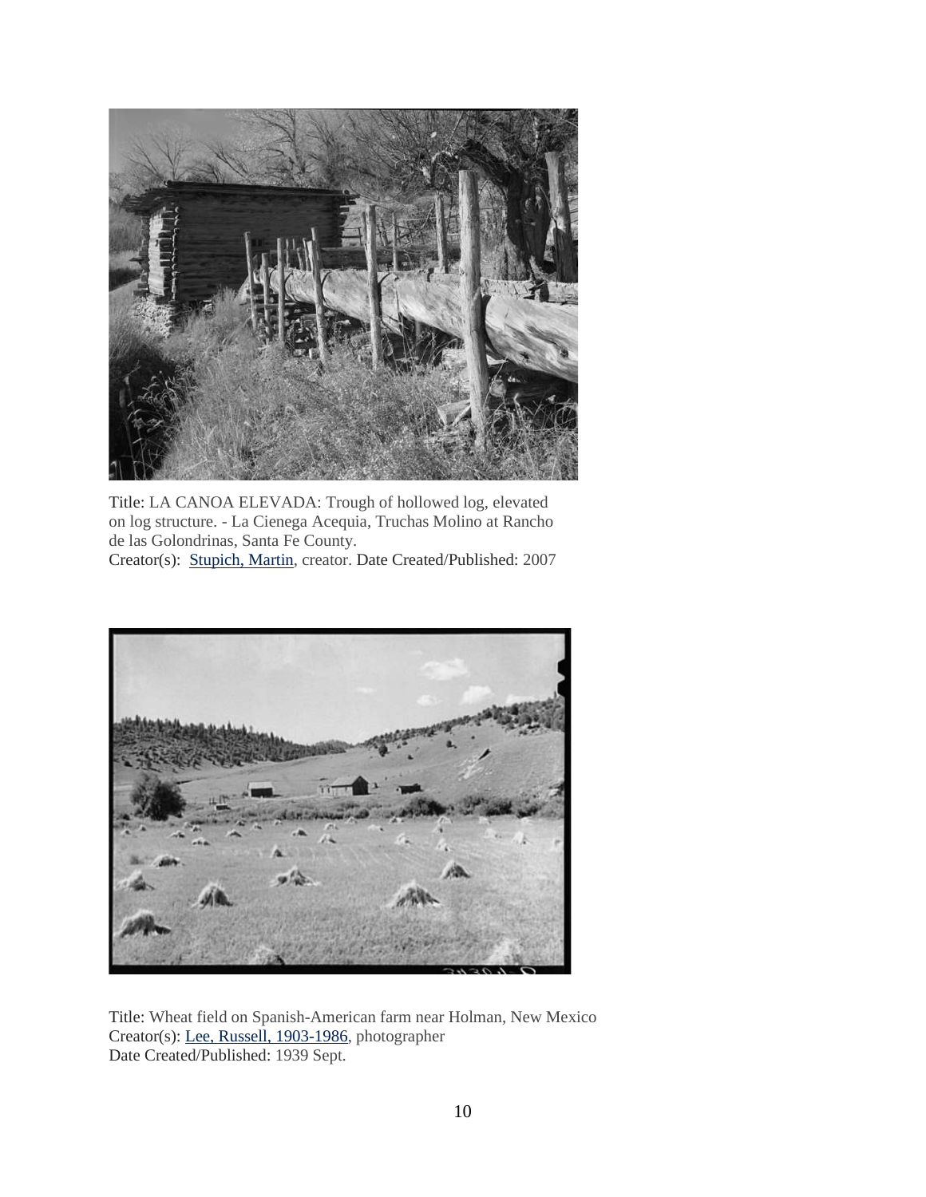Title: LA CANOA ELEVADA: Trough of hollowed log, elevated on log structure. - La Cienega Acequia, Truchas Molino at Rancho de las Golondrinas, Santa Fe County.
Creator(s): Stupich, Martin, creator. Date Created/Published: 2007

Title: Wheat field on Spanish-American farm near Holman, New Mexico
Creator(s): Lee, Russell, 1903-1986, photographer
Date Created/Published: 1939 Sept.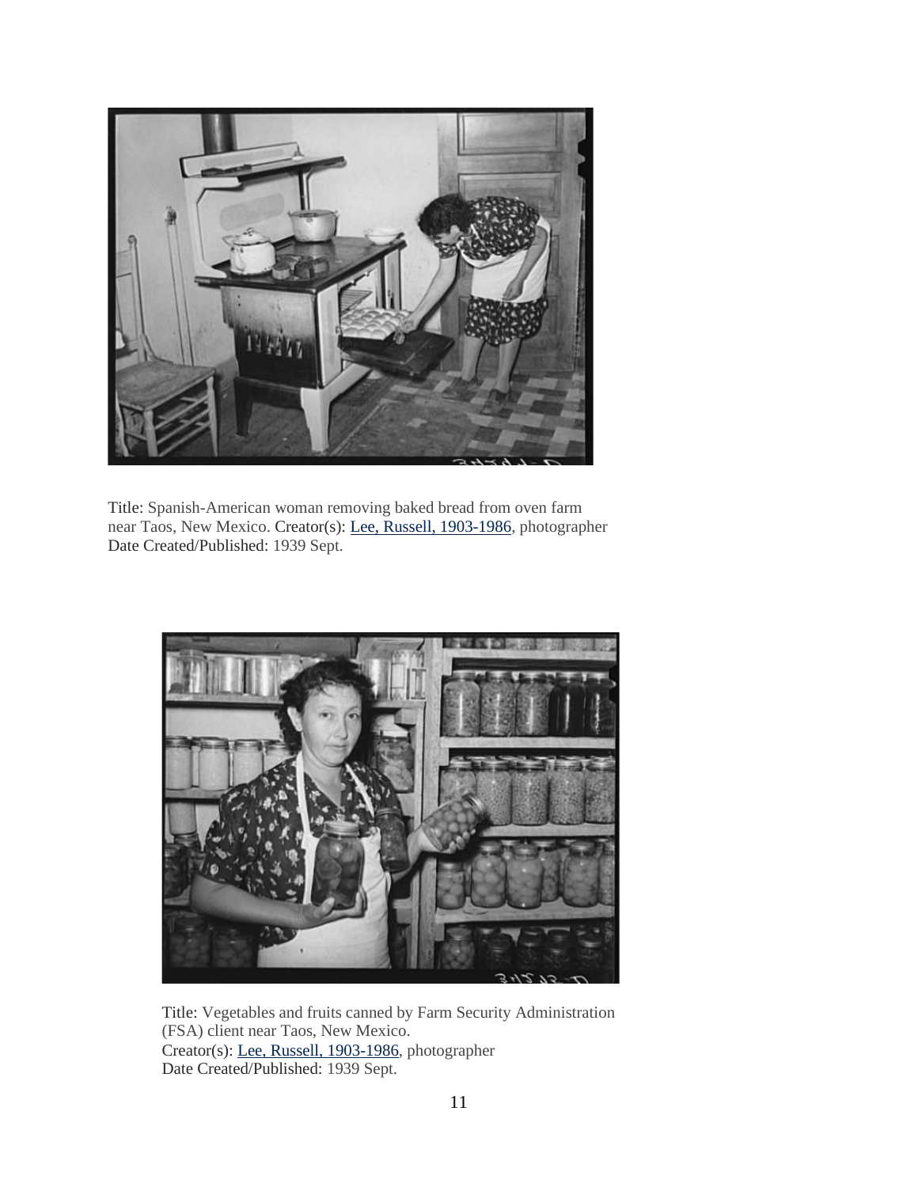Title: Spanish-American woman removing baked bread from oven farm near Taos, New Mexico. Creator(s): Lee, Russell, 1903-1986, photographer
Date Created/Published: 1939 Sept.

Title: Vegetables and fruits canned by Farm Security Administration (FSA) client near Taos, New Mexico.
Creator(s): Lee, Russell, 1903-1986, photographer
Date Created/Published: 1939 Sept.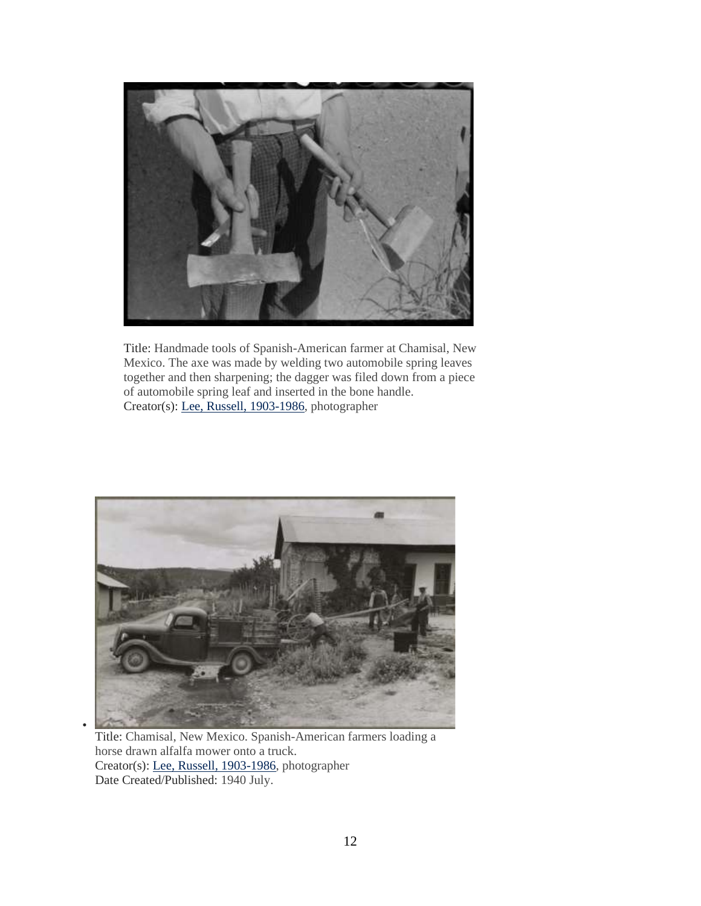Title: Handmade tools of Spanish-American farmer at Chamisal, New Mexico. The axe was made by welding two automobile spring leaves together and then sharpening; the dagger was filed down from a piece of automobile spring leaf and inserted in the bone handle.
Creator(s): Lee, Russell, 1903-1986, photographer

- Title: Chamisal, New Mexico. Spanish-American farmers loading a horse drawn alfalfa mower onto a truck.
  Creator(s): Lee, Russell, 1903-1986, photographer
  Date Created/Published: 1940 July.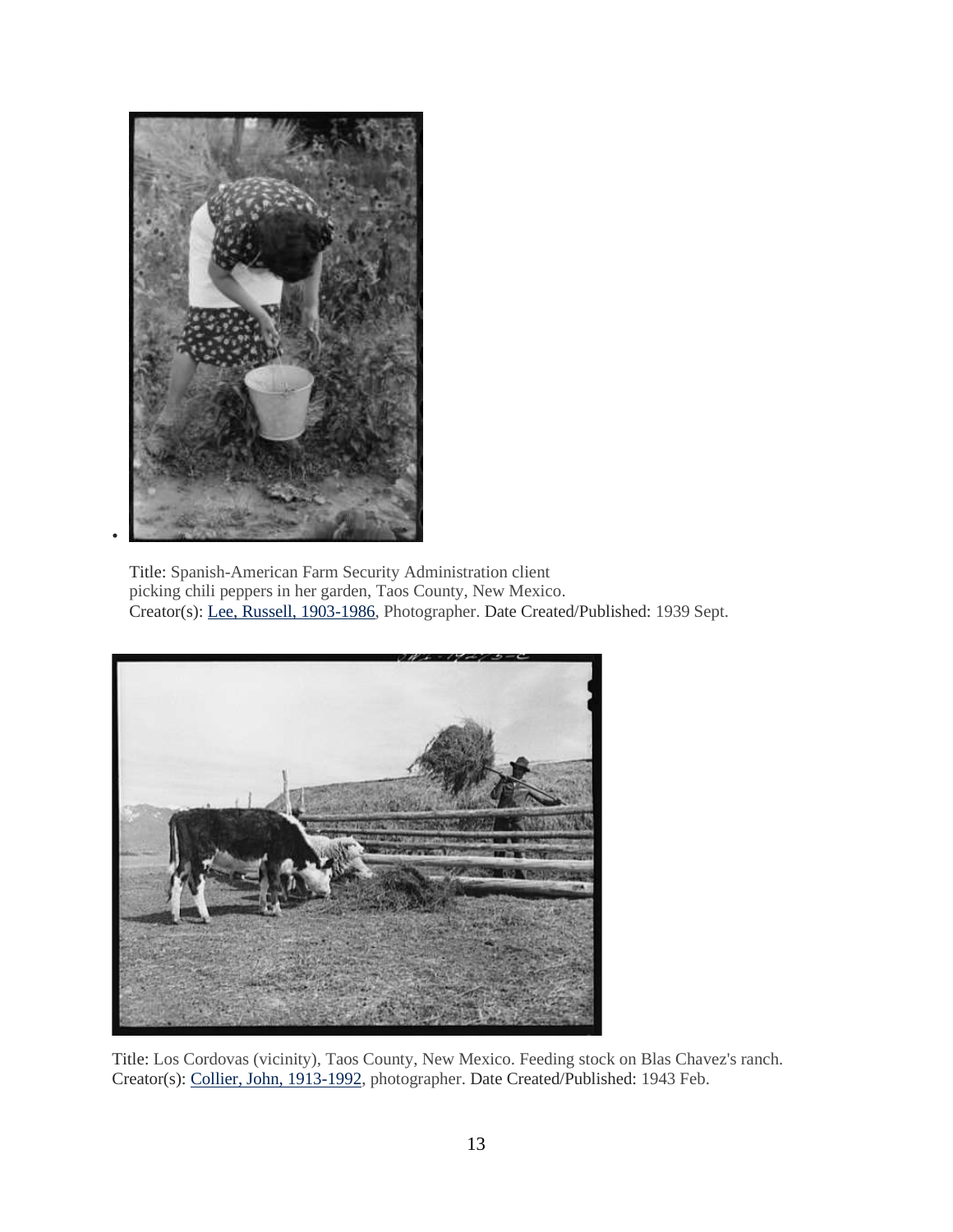- Title: Spanish-American Farm Security Administration client picking chili peppers in her garden, Taos County, New Mexico.
  Creator(s): Lee, Russell, 1903-1986, Photographer. Date Created/Published: 1939 Sept.

Title: Los Cordovas (vicinity), Taos County, New Mexico. Feeding stock on Blas Chavez's ranch.
Creator(s): Collier, John, 1913-1992, photographer. Date Created/Published: 1943 Feb.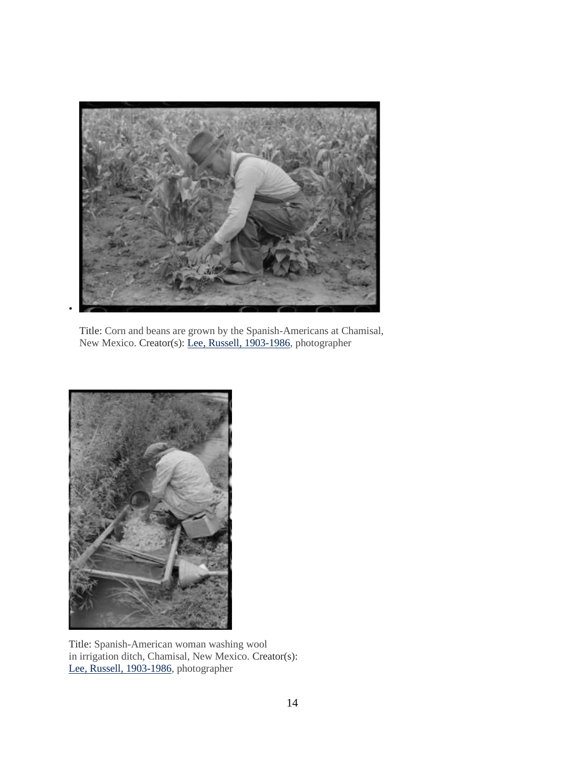- Title: Corn and beans are grown by the Spanish-Americans at Chamisal, New Mexico. Creator(s): Lee, Russell, 1903-1986, photographer

Title: Spanish-American woman washing wool in irrigation ditch, Chamisal, New Mexico. Creator(s): Lee, Russell, 1903-1986, photographer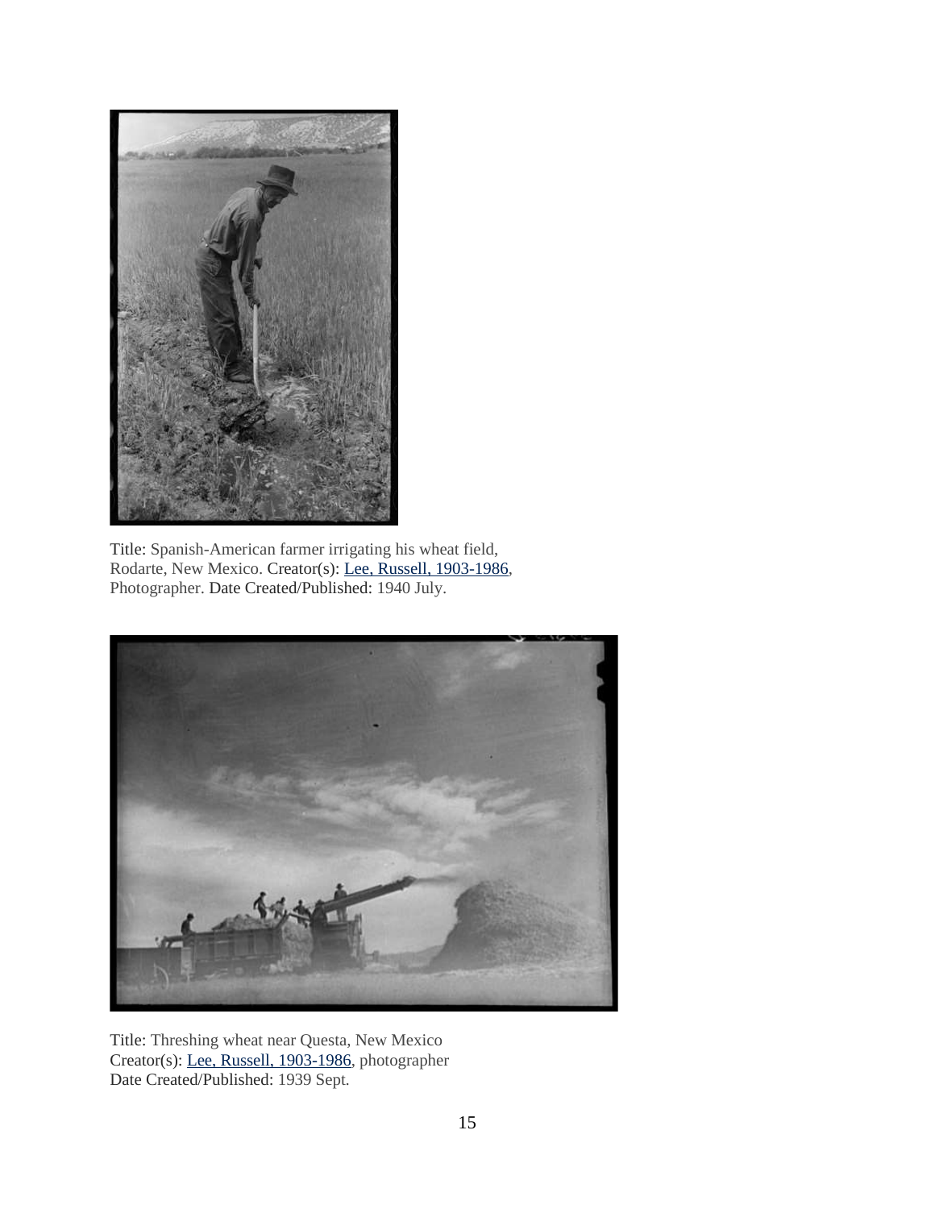Title: Spanish-American farmer irrigating his wheat field, Rodarte, New Mexico. Creator(s): [Lee, Russell, 1903-1986](), Photographer. Date Created/Published: 1940 July.

Title: Threshing wheat near Questa, New Mexico
Creator(s): [Lee, Russell, 1903-1986](), photographer
Date Created/Published: 1939 Sept.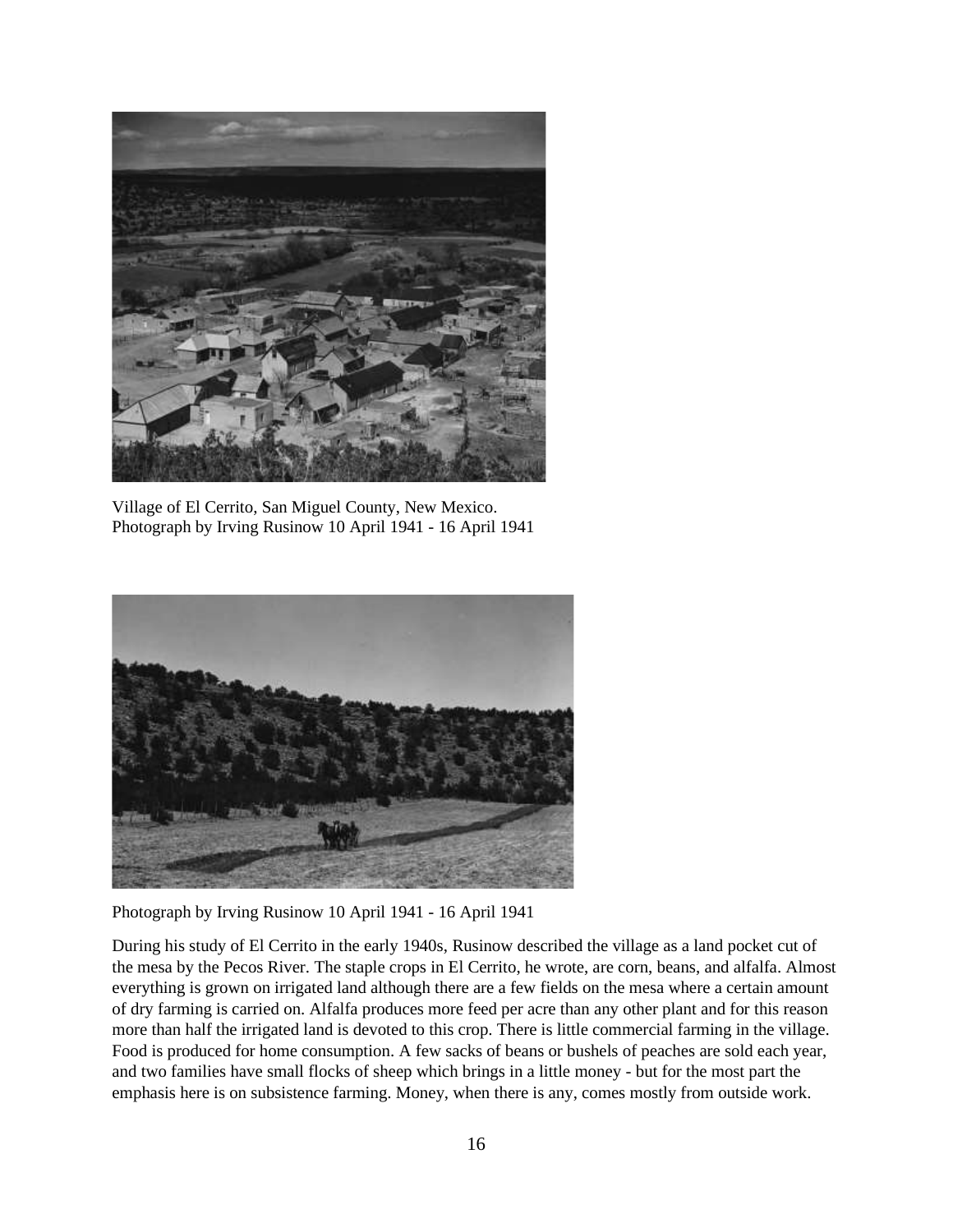Village of El Cerrito, San Miguel County, New Mexico.
Photograph by Irving Rusinow 10 April 1941 - 16 April 1941

Photograph by Irving Rusinow 10 April 1941 - 16 April 1941

During his study of El Cerrito in the early 1940s, Rusinow described the village as a land pocket cut of the mesa by the Pecos River. The staple crops in El Cerrito, he wrote, are corn, beans, and alfalfa. Almost everything is grown on irrigated land although there are a few fields on the mesa where a certain amount of dry farming is carried on. Alfalfa produces more feed per acre than any other plant and for this reason more than half the irrigated land is devoted to this crop. There is little commercial farming in the village. Food is produced for home consumption. A few sacks of beans or bushels of peaches are sold each year, and two families have small flocks of sheep which brings in a little money - but for the most part the emphasis here is on subsistence farming. Money, when there is any, comes mostly from outside work.